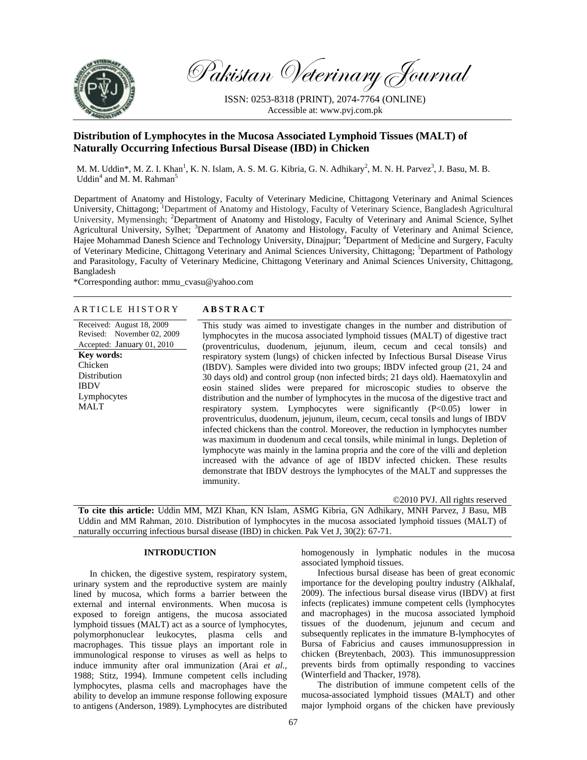# Distribution of Lymphocytes in the Mucosa Associated Lymphoid Tissues (MALT) of Naturally Occurring Infectious Bursal Disease (IBD) in Chicken

M. M. Uddin*, M. Z. I. Khan[1], K. N. Islam, A. S. M. G. Kibria, G. N. Adhikary[2], M. N. H. Parvez[3], J. Basu, M. B. Uddin[4] and M. M. Rahman[5]

Department of Anatomy and Histology, Faculty of Veterinary Medicine, Chittagong Veterinary and Animal Sciences University, Chittagong; [1]Department of Anatomy and Histology, Faculty of Veterinary Science, Bangladesh Agricultural University, Mymensingh; [2]Department of Anatomy and Histology, Faculty of Veterinary and Animal Science, Sylhet Agricultural University, Sylhet; [3]Department of Anatomy and Histology, Faculty of Veterinary and Animal Science, Hajee Mohammad Danesh Science and Technology University, Dinajpur; [4]Department of Medicine and Surgery, Faculty of Veterinary Medicine, Chittagong Veterinary and Animal Sciences University, Chittagong; [5]Department of Pathology and Parasitology, Faculty of Veterinary Medicine, Chittagong Veterinary and Animal Sciences University, Chittagong, Bangladesh

*Corresponding author: mmu_cvasu@yahoo.com

## ARTICLE HISTORY

Received: August 18, 2009
Revised: November 02, 2009
Accepted: January 01, 2010

**Key words:**
Chicken
Distribution
IBDV
Lymphocytes
MALT

## ABSTRACT

This study was aimed to investigate changes in the number and distribution of lymphocytes in the mucosa associated lymphoid tissues (MALT) of digestive tract (proventriculus, duodenum, jejunum, ileum, cecum and cecal tonsils) and respiratory system (lungs) of chicken infected by Infectious Bursal Disease Virus (IBDV). Samples were divided into two groups; IBDV infected group (21, 24 and 30 days old) and control group (non infected birds; 21 days old). Haematoxylin and eosin stained slides were prepared for microscopic studies to observe the distribution and the number of lymphocytes in the mucosa of the digestive tract and respiratory system. Lymphocytes were significantly ($P<0.05$) lower in proventriculus, duodenum, jejunum, ileum, cecum, cecal tonsils and lungs of IBDV infected chickens than the control. Moreover, the reduction in lymphocytes number was maximum in duodenum and cecal tonsils, while minimal in lungs. Depletion of lymphocyte was mainly in the lamina propria and the core of the villi and depletion increased with the advance of age of IBDV infected chicken. These results demonstrate that IBDV destroys the lymphocytes of the MALT and suppresses the immunity.

©2010 PVJ. All rights reserved

**To cite this article:** Uddin MM, MZI Khan, KN Islam, ASMG Kibria, GN Adhikary, MNH Parvez, J Basu, MB Uddin and MM Rahman, 2010. Distribution of lymphocytes in the mucosa associated lymphoid tissues (MALT) of naturally occurring infectious bursal disease (IBD) in chicken. Pak Vet J, 30(2): 67-71.

## INTRODUCTION

In chicken, the digestive system, respiratory system, urinary system and the reproductive system are mainly lined by mucosa, which forms a barrier between the external and internal environments. When mucosa is exposed to foreign antigens, the mucosa associated lymphoid tissues (MALT) act as a source of lymphocytes, polymorphonuclear leukocytes, plasma cells and macrophages. This tissue plays an important role in immunological response to viruses as well as helps to induce immunity after oral immunization (Arai *et al.,* 1988; Stitz, 1994). Immune competent cells including lymphocytes, plasma cells and macrophages have the ability to develop an immune response following exposure to antigens (Anderson, 1989). Lymphocytes are distributed homogenously in lymphatic nodules in the mucosa associated lymphoid tissues.

Infectious bursal disease has been of great economic importance for the developing poultry industry (Alkhalaf, 2009). The infectious bursal disease virus (IBDV) at first infects (replicates) immune competent cells (lymphocytes and macrophages) in the mucosa associated lymphoid tissues of the duodenum, jejunum and cecum and subsequently replicates in the immature B-lymphocytes of Bursa of Fabricius and causes immunosuppression in chicken (Breytenbach, 2003). This immunosuppression prevents birds from optimally responding to vaccines (Winterfield and Thacker, 1978).

The distribution of immune competent cells of the mucosa-associated lymphoid tissues (MALT) and other major lymphoid organs of the chicken have previously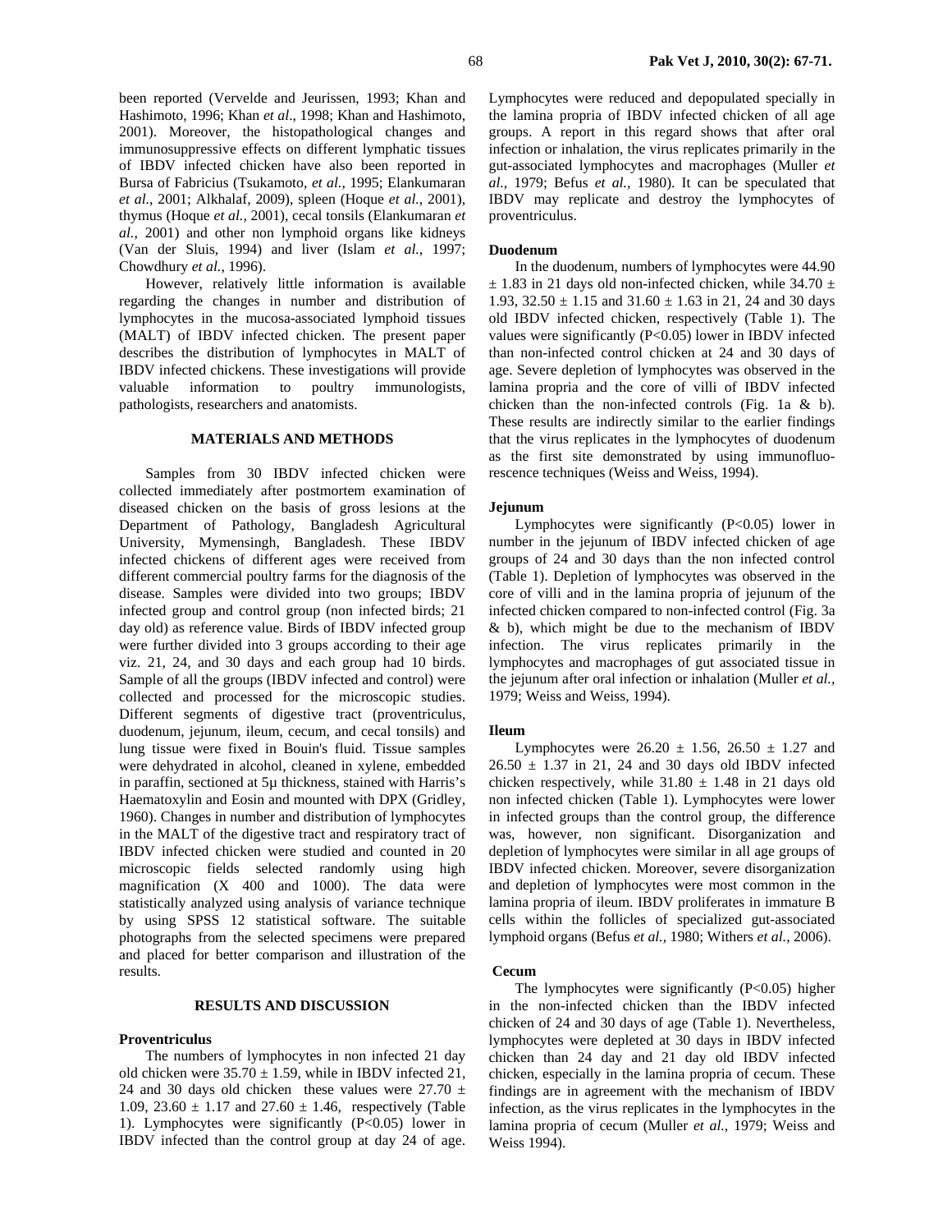been reported (Vervelde and Jeurissen, 1993; Khan and Hashimoto, 1996; Khan *et al*., 1998; Khan and Hashimoto, 2001). Moreover, the histopathological changes and immunosuppressive effects on different lymphatic tissues of IBDV infected chicken have also been reported in Bursa of Fabricius (Tsukamoto, *et al.*, 1995; Elankumaran *et al.*, 2001; Alkhalaf, 2009), spleen (Hoque *et al.*, 2001), thymus (Hoque *et al.,* 2001), cecal tonsils (Elankumaran *et al.,* 2001) and other non lymphoid organs like kidneys (Van der Sluis, 1994) and liver (Islam *et al.*, 1997; Chowdhury *et al.*, 1996).

However, relatively little information is available regarding the changes in number and distribution of lymphocytes in the mucosa-associated lymphoid tissues (MALT) of IBDV infected chicken. The present paper describes the distribution of lymphocytes in MALT of IBDV infected chickens. These investigations will provide valuable information to poultry immunologists, pathologists, researchers and anatomists.

## MATERIALS AND METHODS

Samples from 30 IBDV infected chicken were collected immediately after postmortem examination of diseased chicken on the basis of gross lesions at the Department of Pathology, Bangladesh Agricultural University, Mymensingh, Bangladesh. These IBDV infected chickens of different ages were received from different commercial poultry farms for the diagnosis of the disease. Samples were divided into two groups; IBDV infected group and control group (non infected birds; 21 day old) as reference value. Birds of IBDV infected group were further divided into 3 groups according to their age viz. 21, 24, and 30 days and each group had 10 birds. Sample of all the groups (IBDV infected and control) were collected and processed for the microscopic studies. Different segments of digestive tract (proventriculus, duodenum, jejunum, ileum, cecum, and cecal tonsils) and lung tissue were fixed in Bouin's fluid. Tissue samples were dehydrated in alcohol, cleaned in xylene, embedded in paraffin, sectioned at 5µ thickness, stained with Harris's Haematoxylin and Eosin and mounted with DPX (Gridley, 1960). Changes in number and distribution of lymphocytes in the MALT of the digestive tract and respiratory tract of IBDV infected chicken were studied and counted in 20 microscopic fields selected randomly using high magnification (X 400 and 1000). The data were statistically analyzed using analysis of variance technique by using SPSS 12 statistical software. The suitable photographs from the selected specimens were prepared and placed for better comparison and illustration of the results.

## RESULTS AND DISCUSSION

### Proventriculus

The numbers of lymphocytes in non infected 21 day old chicken were $35.70 \pm 1.59$, while in IBDV infected 21, 24 and 30 days old chicken these values were $27.70 \pm 1.09$, $23.60 \pm 1.17$ and $27.60 \pm 1.46$, respectively (Table 1). Lymphocytes were significantly ($P<0.05$) lower in IBDV infected than the control group at day 24 of age. Lymphocytes were reduced and depopulated specially in the lamina propria of IBDV infected chicken of all age groups. A report in this regard shows that after oral infection or inhalation, the virus replicates primarily in the gut-associated lymphocytes and macrophages (Muller *et al.,* 1979; Befus *et al.,* 1980). It can be speculated that IBDV may replicate and destroy the lymphocytes of proventriculus.

### Duodenum

In the duodenum, numbers of lymphocytes were $44.90 \pm 1.83$ in 21 days old non-infected chicken, while $34.70 \pm 1.93$, $32.50 \pm 1.15$ and $31.60 \pm 1.63$ in 21, 24 and 30 days old IBDV infected chicken, respectively (Table 1). The values were significantly ($P<0.05$) lower in IBDV infected than non-infected control chicken at 24 and 30 days of age. Severe depletion of lymphocytes was observed in the lamina propria and the core of villi of IBDV infected chicken than the non-infected controls (Fig. 1a & b). These results are indirectly similar to the earlier findings that the virus replicates in the lymphocytes of duodenum as the first site demonstrated by using immunofluorescence techniques (Weiss and Weiss, 1994).

### Jejunum

Lymphocytes were significantly ($P<0.05$) lower in number in the jejunum of IBDV infected chicken of age groups of 24 and 30 days than the non infected control (Table 1). Depletion of lymphocytes was observed in the core of villi and in the lamina propria of jejunum of the infected chicken compared to non-infected control (Fig. 3a & b), which might be due to the mechanism of IBDV infection. The virus replicates primarily in the lymphocytes and macrophages of gut associated tissue in the jejunum after oral infection or inhalation (Muller *et al.*, 1979; Weiss and Weiss, 1994).

### Ileum

Lymphocytes were $26.20 \pm 1.56$, $26.50 \pm 1.27$ and $26.50 \pm 1.37$ in 21, 24 and 30 days old IBDV infected chicken respectively, while $31.80 \pm 1.48$ in 21 days old non infected chicken (Table 1). Lymphocytes were lower in infected groups than the control group, the difference was, however, non significant. Disorganization and depletion of lymphocytes were similar in all age groups of IBDV infected chicken. Moreover, severe disorganization and depletion of lymphocytes were most common in the lamina propria of ileum. IBDV proliferates in immature B cells within the follicles of specialized gut-associated lymphoid organs (Befus *et al.,* 1980; Withers *et al.,* 2006).

### Cecum

The lymphocytes were significantly ($P<0.05$) higher in the non-infected chicken than the IBDV infected chicken of 24 and 30 days of age (Table 1). Nevertheless, lymphocytes were depleted at 30 days in IBDV infected chicken than 24 day and 21 day old IBDV infected chicken, especially in the lamina propria of cecum. These findings are in agreement with the mechanism of IBDV infection, as the virus replicates in the lymphocytes in the lamina propria of cecum (Muller *et al.,* 1979; Weiss and Weiss 1994).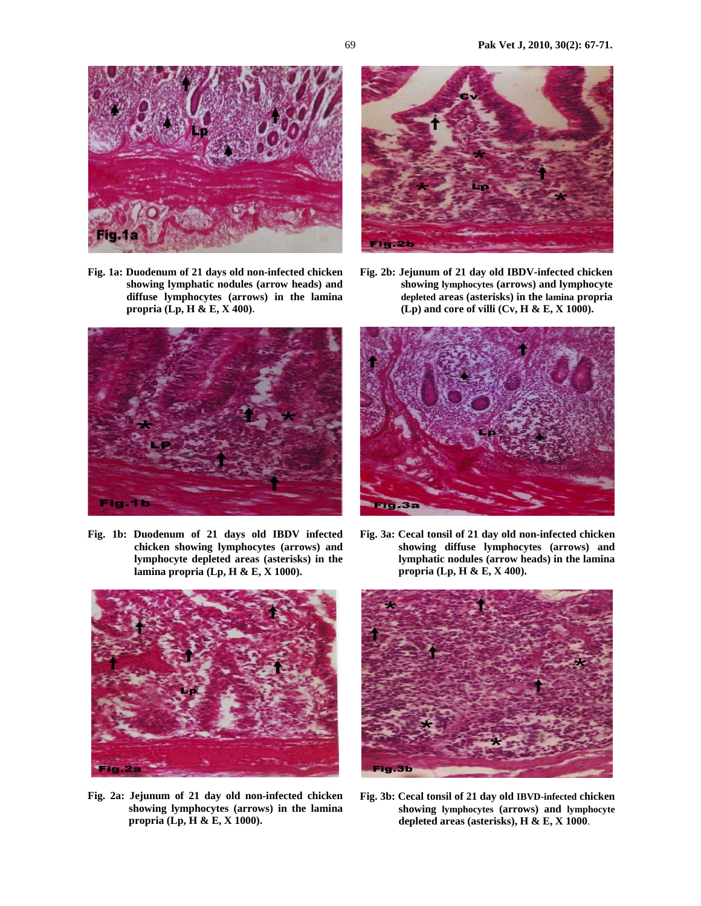Fig. 1a: Duodenum of 21 days old non-infected chicken showing lymphatic nodules (arrow heads) and diffuse lymphocytes (arrows) in the lamina propria (Lp, H & E, X 400).

Fig. 1b: Duodenum of 21 days old IBDV infected chicken showing lymphocytes (arrows) and lymphocyte depleted areas (asterisks) in the lamina propria (Lp, H & E, X 1000).

Fig. 2a: Jejunum of 21 day old non-infected chicken showing lymphocytes (arrows) in the lamina propria (Lp, H & E, X 1000).

Fig. 2b: Jejunum of 21 day old IBDV-infected chicken showing lymphocytes (arrows) and lymphocyte depleted areas (asterisks) in the lamina propria (Lp) and core of villi (Cv, H & E, X 1000).

Fig. 3a: Cecal tonsil of 21 day old non-infected chicken showing diffuse lymphocytes (arrows) and lymphatic nodules (arrow heads) in the lamina propria (Lp, H & E, X 400).

Fig. 3b: Cecal tonsil of 21 day old IBVD-infected chicken showing lymphocytes (arrows) and lymphocyte depleted areas (asterisks), H & E, X 1000.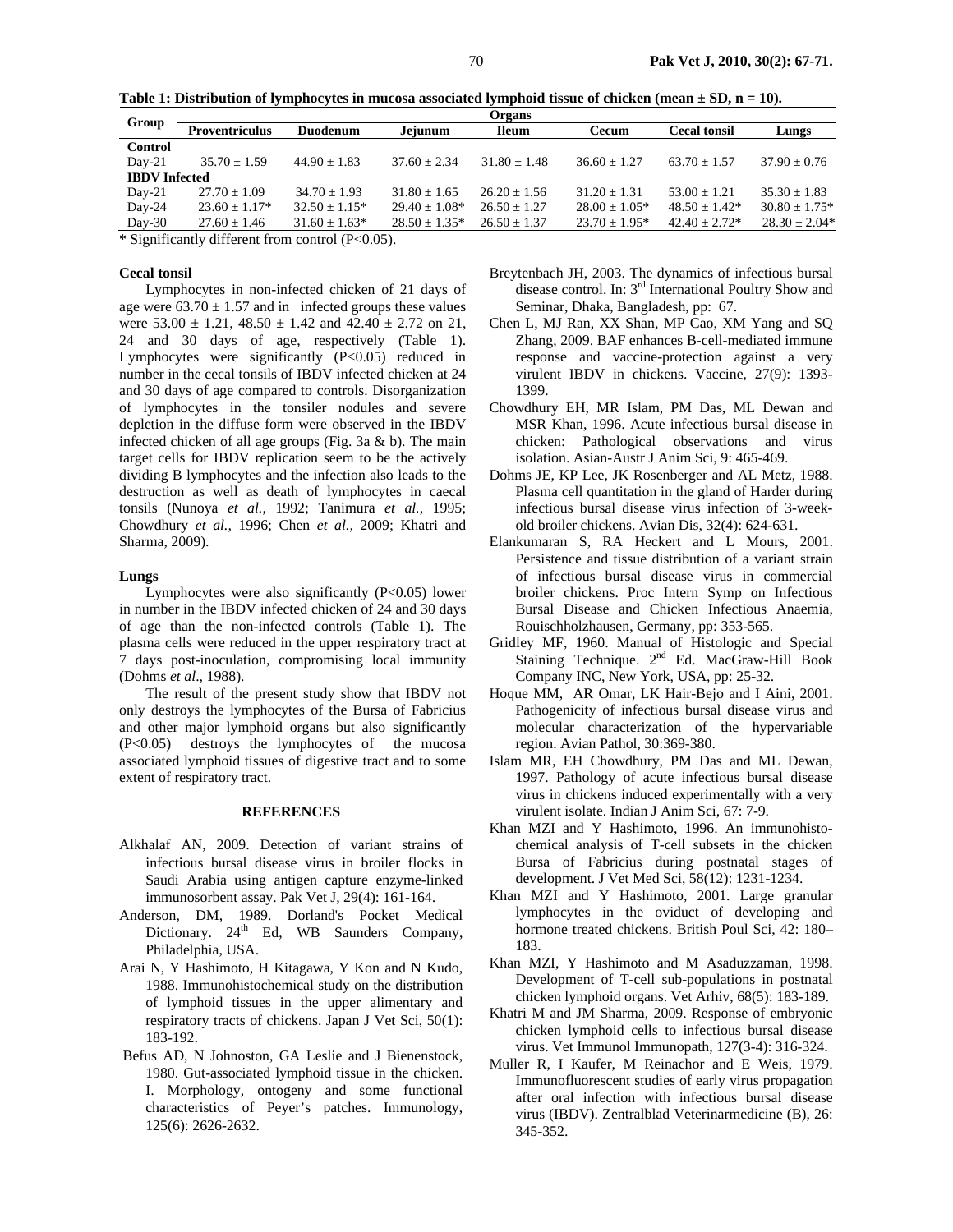**Table 1: Distribution of lymphocytes in mucosa associated lymphoid tissue of chicken (mean ± SD, n = 10).**

| Group | Organs | | | | | | |
|---|---|---|---|---|---|---|---|
| | Proventriculus | Duodenum | Jejunum | Ileum | Cecum | Cecal tonsil | Lungs |
| **Control** | | | | | | | |
| Day-21 | 35.70 ± 1.59 | 44.90 ± 1.83 | 37.60 ± 2.34 | 31.80 ± 1.48 | 36.60 ± 1.27 | 63.70 ± 1.57 | 37.90 ± 0.76 |
| **IBDV Infected** | | | | | | | |
| Day-21 | 27.70 ± 1.09 | 34.70 ± 1.93 | 31.80 ± 1.65 | 26.20 ± 1.56 | 31.20 ± 1.31 | 53.00 ± 1.21 | 35.30 ± 1.83 |
| Day-24 | 23.60 ± 1.17* | 32.50 ± 1.15* | 29.40 ± 1.08* | 26.50 ± 1.27 | 28.00 ± 1.05* | 48.50 ± 1.42* | 30.80 ± 1.75* |
| Day-30 | 27.60 ± 1.46 | 31.60 ± 1.63* | 28.50 ± 1.35* | 26.50 ± 1.37 | 23.70 ± 1.95* | 42.40 ± 2.72* | 28.30 ± 2.04* |

\* Significantly different from control (P<0.05).

**Cecal tonsil**

Lymphocytes in non-infected chicken of 21 days of age were 63.70 ± 1.57 and in infected groups these values were 53.00 ± 1.21, 48.50 ± 1.42 and 42.40 ± 2.72 on 21, 24 and 30 days of age, respectively (Table 1). Lymphocytes were significantly (P<0.05) reduced in number in the cecal tonsils of IBDV infected chicken at 24 and 30 days of age compared to controls. Disorganization of lymphocytes in the tonsiler nodules and severe depletion in the diffuse form were observed in the IBDV infected chicken of all age groups (Fig. 3a & b). The main target cells for IBDV replication seem to be the actively dividing B lymphocytes and the infection also leads to the destruction as well as death of lymphocytes in caecal tonsils (Nunoya *et al.,* 1992; Tanimura *et al.,* 1995; Chowdhury *et al.,* 1996; Chen *et al.,* 2009; Khatri and Sharma, 2009).

**Lungs**

Lymphocytes were also significantly (P<0.05) lower in number in the IBDV infected chicken of 24 and 30 days of age than the non-infected controls (Table 1). The plasma cells were reduced in the upper respiratory tract at 7 days post-inoculation, compromising local immunity (Dohms *et al*., 1988).

The result of the present study show that IBDV not only destroys the lymphocytes of the Bursa of Fabricius and other major lymphoid organs but also significantly (P<0.05) destroys the lymphocytes of the mucosa associated lymphoid tissues of digestive tract and to some extent of respiratory tract.

## REFERENCES

- Alkhalaf AN, 2009. Detection of variant strains of infectious bursal disease virus in broiler flocks in Saudi Arabia using antigen capture enzyme-linked immunosorbent assay. Pak Vet J, 29(4): 161-164.
- Anderson, DM, 1989. Dorland's Pocket Medical Dictionary. 24th Ed, WB Saunders Company, Philadelphia, USA.
- Arai N, Y Hashimoto, H Kitagawa, Y Kon and N Kudo, 1988. Immunohistochemical study on the distribution of lymphoid tissues in the upper alimentary and respiratory tracts of chickens. Japan J Vet Sci, 50(1): 183-192.
- Befus AD, N Johnoston, GA Leslie and J Bienenstock, 1980. Gut-associated lymphoid tissue in the chicken. I. Morphology, ontogeny and some functional characteristics of Peyer's patches. Immunology, 125(6): 2626-2632.
- Breytenbach JH, 2003. The dynamics of infectious bursal disease control. In: 3rd International Poultry Show and Seminar, Dhaka, Bangladesh, pp: 67.
- Chen L, MJ Ran, XX Shan, MP Cao, XM Yang and SQ Zhang, 2009. BAF enhances B-cell-mediated immune response and vaccine-protection against a very virulent IBDV in chickens. Vaccine, 27(9): 1393-1399.
- Chowdhury EH, MR Islam, PM Das, ML Dewan and MSR Khan, 1996. Acute infectious bursal disease in chicken: Pathological observations and virus isolation. Asian-Austr J Anim Sci, 9: 465-469.
- Dohms JE, KP Lee, JK Rosenberger and AL Metz, 1988. Plasma cell quantitation in the gland of Harder during infectious bursal disease virus infection of 3-week-old broiler chickens. Avian Dis, 32(4): 624-631.
- Elankumaran S, RA Heckert and L Mours, 2001. Persistence and tissue distribution of a variant strain of infectious bursal disease virus in commercial broiler chickens. Proc Intern Symp on Infectious Bursal Disease and Chicken Infectious Anaemia, Rouischholzhausen, Germany, pp: 353-565.
- Gridley MF, 1960. Manual of Histologic and Special Staining Technique. 2nd Ed. MacGraw-Hill Book Company INC, New York, USA, pp: 25-32.
- Hoque MM, AR Omar, LK Hair-Bejo and I Aini, 2001. Pathogenicity of infectious bursal disease virus and molecular characterization of the hypervariable region. Avian Pathol, 30:369-380.
- Islam MR, EH Chowdhury, PM Das and ML Dewan, 1997. Pathology of acute infectious bursal disease virus in chickens induced experimentally with a very virulent isolate. Indian J Anim Sci, 67: 7-9.
- Khan MZI and Y Hashimoto, 1996. An immunohistochemical analysis of T-cell subsets in the chicken Bursa of Fabricius during postnatal stages of development. J Vet Med Sci, 58(12): 1231-1234.
- Khan MZI and Y Hashimoto, 2001. Large granular lymphocytes in the oviduct of developing and hormone treated chickens. British Poul Sci, 42: 180–183.
- Khan MZI, Y Hashimoto and M Asaduzzaman, 1998. Development of T-cell sub-populations in postnatal chicken lymphoid organs. Vet Arhiv, 68(5): 183-189.
- Khatri M and JM Sharma, 2009. Response of embryonic chicken lymphoid cells to infectious bursal disease virus. Vet Immunol Immunopath, 127(3-4): 316-324.
- Muller R, I Kaufer, M Reinachor and E Weis, 1979. Immunofluorescent studies of early virus propagation after oral infection with infectious bursal disease virus (IBDV). Zentralblad Veterinarmedicine (B), 26: 345-352.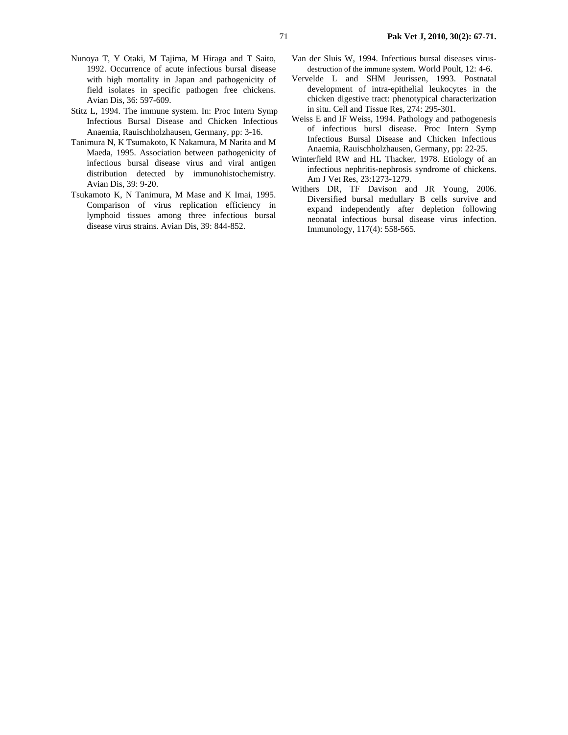Nunoya T, Y Otaki, M Tajima, M Hiraga and T Saito, 1992. Occurrence of acute infectious bursal disease with high mortality in Japan and pathogenicity of field isolates in specific pathogen free chickens. Avian Dis, 36: 597-609.

Stitz L, 1994. The immune system. In: Proc Intern Symp Infectious Bursal Disease and Chicken Infectious Anaemia, Rauischholzhausen, Germany, pp: 3-16.

Tanimura N, K Tsumakoto, K Nakamura, M Narita and M Maeda, 1995. Association between pathogenicity of infectious bursal disease virus and viral antigen distribution detected by immunohistochemistry. Avian Dis, 39: 9-20.

Tsukamoto K, N Tanimura, M Mase and K Imai, 1995. Comparison of virus replication efficiency in lymphoid tissues among three infectious bursal disease virus strains. Avian Dis, 39: 844-852.

Van der Sluis W, 1994. Infectious bursal diseases virus-destruction of the immune system. World Poult, 12: 4-6.

Vervelde L and SHM Jeurissen, 1993. Postnatal development of intra-epithelial leukocytes in the chicken digestive tract: phenotypical characterization in situ. Cell and Tissue Res, 274: 295-301.

Weiss E and IF Weiss, 1994. Pathology and pathogenesis of infectious bursl disease. Proc Intern Symp Infectious Bursal Disease and Chicken Infectious Anaemia, Rauischholzhausen, Germany, pp: 22-25.

Winterfield RW and HL Thacker, 1978. Etiology of an infectious nephritis-nephrosis syndrome of chickens. Am J Vet Res, 23:1273-1279.

Withers DR, TF Davison and JR Young, 2006. Diversified bursal medullary B cells survive and expand independently after depletion following neonatal infectious bursal disease virus infection. Immunology, 117(4): 558-565.